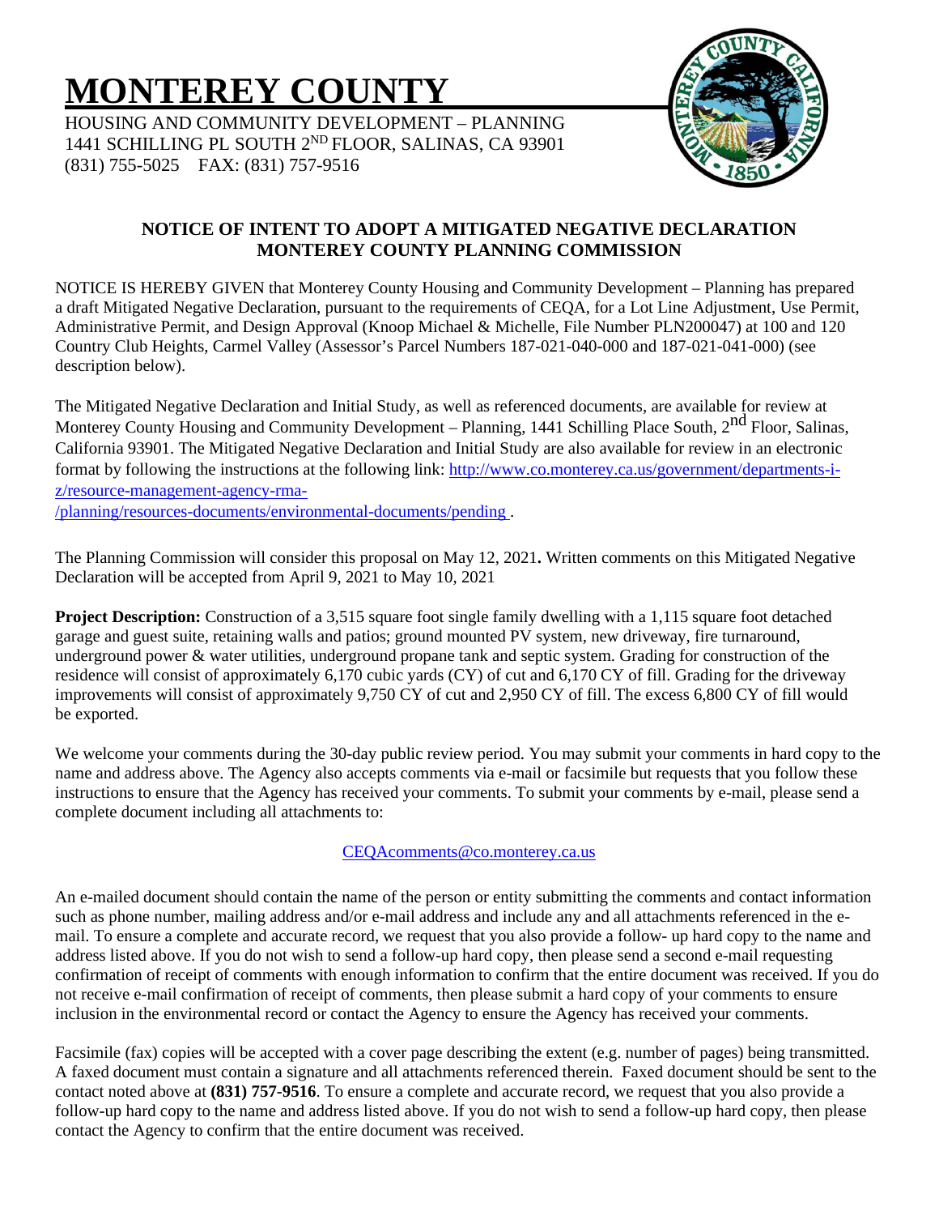# MONTEREY COUNTY

HOUSING AND COMMUNITY DEVELOPMENT – PLANNING
1441 SCHILLING PL SOUTH 2ND FLOOR, SALINAS, CA 93901
(831) 755-5025 FAX: (831) 757-9516

## NOTICE OF INTENT TO ADOPT A MITIGATED NEGATIVE DECLARATION MONTEREY COUNTY PLANNING COMMISSION

NOTICE IS HEREBY GIVEN that Monterey County Housing and Community Development – Planning has prepared a draft Mitigated Negative Declaration, pursuant to the requirements of CEQA, for a Lot Line Adjustment, Use Permit, Administrative Permit, and Design Approval (Knoop Michael & Michelle, File Number PLN200047) at 100 and 120 Country Club Heights, Carmel Valley (Assessor's Parcel Numbers 187-021-040-000 and 187-021-041-000) (see description below).

The Mitigated Negative Declaration and Initial Study, as well as referenced documents, are available for review at Monterey County Housing and Community Development – Planning, 1441 Schilling Place South, 2nd Floor, Salinas, California 93901. The Mitigated Negative Declaration and Initial Study are also available for review in an electronic format by following the instructions at the following link: http://www.co.monterey.ca.us/government/departments-i-z/resource-management-agency-rma-/planning/resources-documents/environmental-documents/pending .

The Planning Commission will consider this proposal on May 12, 2021**.** Written comments on this Mitigated Negative Declaration will be accepted from April 9, 2021 to May 10, 2021

**Project Description:** Construction of a 3,515 square foot single family dwelling with a 1,115 square foot detached garage and guest suite, retaining walls and patios; ground mounted PV system, new driveway, fire turnaround, underground power & water utilities, underground propane tank and septic system. Grading for construction of the residence will consist of approximately 6,170 cubic yards (CY) of cut and 6,170 CY of fill. Grading for the driveway improvements will consist of approximately 9,750 CY of cut and 2,950 CY of fill. The excess 6,800 CY of fill would be exported.

We welcome your comments during the 30-day public review period. You may submit your comments in hard copy to the name and address above. The Agency also accepts comments via e-mail or facsimile but requests that you follow these instructions to ensure that the Agency has received your comments. To submit your comments by e-mail, please send a complete document including all attachments to:

CEQAcomments@co.monterey.ca.us

An e-mailed document should contain the name of the person or entity submitting the comments and contact information such as phone number, mailing address and/or e-mail address and include any and all attachments referenced in the e-mail. To ensure a complete and accurate record, we request that you also provide a follow- up hard copy to the name and address listed above. If you do not wish to send a follow-up hard copy, then please send a second e-mail requesting confirmation of receipt of comments with enough information to confirm that the entire document was received. If you do not receive e-mail confirmation of receipt of comments, then please submit a hard copy of your comments to ensure inclusion in the environmental record or contact the Agency to ensure the Agency has received your comments.

Facsimile (fax) copies will be accepted with a cover page describing the extent (e.g. number of pages) being transmitted. A faxed document must contain a signature and all attachments referenced therein. Faxed document should be sent to the contact noted above at **(831) 757-9516**. To ensure a complete and accurate record, we request that you also provide a follow-up hard copy to the name and address listed above. If you do not wish to send a follow-up hard copy, then please contact the Agency to confirm that the entire document was received.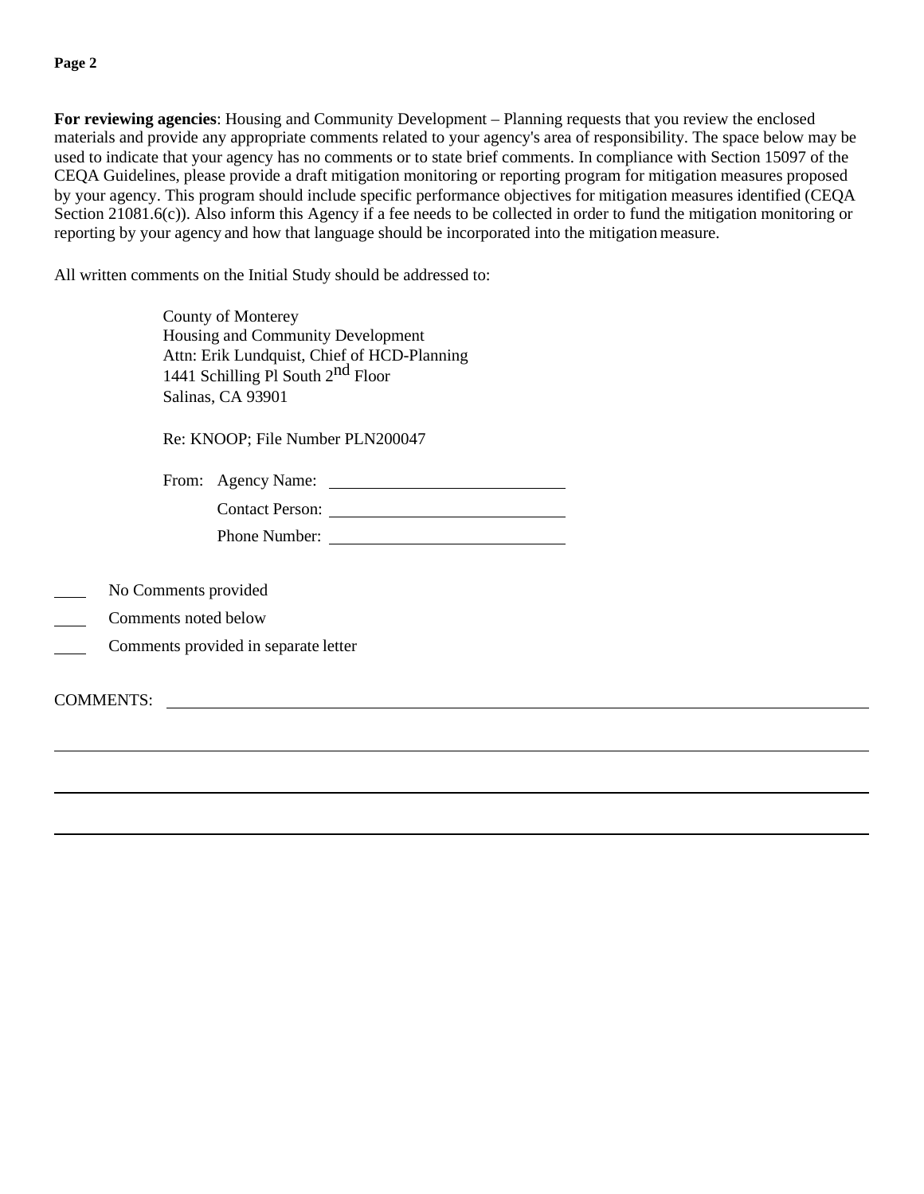**For reviewing agencies**: Housing and Community Development – Planning requests that you review the enclosed materials and provide any appropriate comments related to your agency's area of responsibility. The space below may be used to indicate that your agency has no comments or to state brief comments. In compliance with Section 15097 of the CEQA Guidelines, please provide a draft mitigation monitoring or reporting program for mitigation measures proposed by your agency. This program should include specific performance objectives for mitigation measures identified (CEQA Section 21081.6(c)). Also inform this Agency if a fee needs to be collected in order to fund the mitigation monitoring or reporting by your agency and how that language should be incorporated into the mitigation measure.

All written comments on the Initial Study should be addressed to:

County of Monterey
Housing and Community Development
Attn: Erik Lundquist, Chief of HCD-Planning
1441 Schilling Pl South 2nd Floor
Salinas, CA 93901

Re: KNOOP; File Number PLN200047

From: Agency Name: ____________________________

Contact Person: ____________________________

Phone Number: ____________________________

____ No Comments provided

____ Comments noted below

____ Comments provided in separate letter

COMMENTS: ________________________________________________________________

____________________________________________________________________________

____________________________________________________________________________

____________________________________________________________________________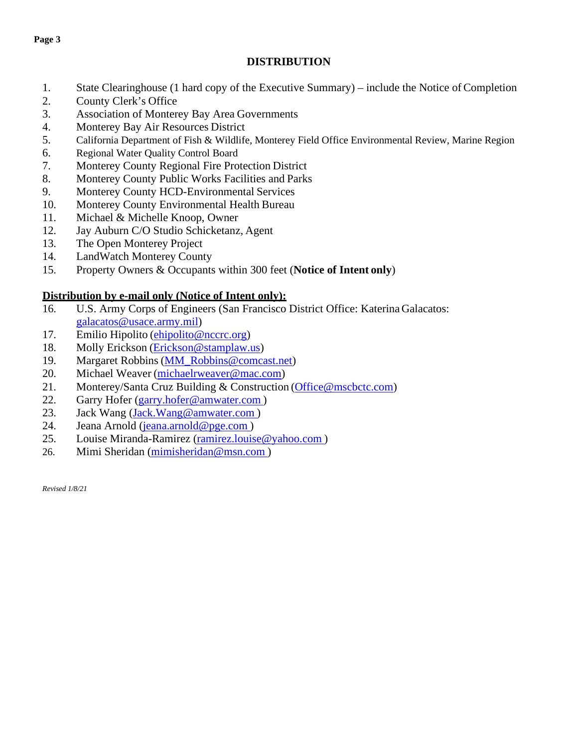## DISTRIBUTION

1. State Clearinghouse (1 hard copy of the Executive Summary) – include the Notice of Completion
2. County Clerk's Office
3. Association of Monterey Bay Area Governments
4. Monterey Bay Air Resources District
5. California Department of Fish & Wildlife, Monterey Field Office Environmental Review, Marine Region
6. Regional Water Quality Control Board
7. Monterey County Regional Fire Protection District
8. Monterey County Public Works Facilities and Parks
9. Monterey County HCD-Environmental Services
10. Monterey County Environmental Health Bureau
11. Michael & Michelle Knoop, Owner
12. Jay Auburn C/O Studio Schicketanz, Agent
13. The Open Monterey Project
14. LandWatch Monterey County
15. Property Owners & Occupants within 300 feet (**Notice of Intent only**)

**Distribution by e-mail only (Notice of Intent only):**

16. U.S. Army Corps of Engineers (San Francisco District Office: Katerina Galacatos: galacatos@usace.army.mil)
17. Emilio Hipolito (ehipolito@nccrc.org)
18. Molly Erickson (Erickson@stamplaw.us)
19. Margaret Robbins (MM_Robbins@comcast.net)
20. Michael Weaver (michaelrweaver@mac.com)
21. Monterey/Santa Cruz Building & Construction (Office@mscbctc.com)
22. Garry Hofer (garry.hofer@amwater.com )
23. Jack Wang (Jack.Wang@amwater.com )
24. Jeana Arnold (jeana.arnold@pge.com )
25. Louise Miranda-Ramirez (ramirez.louise@yahoo.com )
26. Mimi Sheridan (mimisheridan@msn.com )

*Revised 1/8/21*